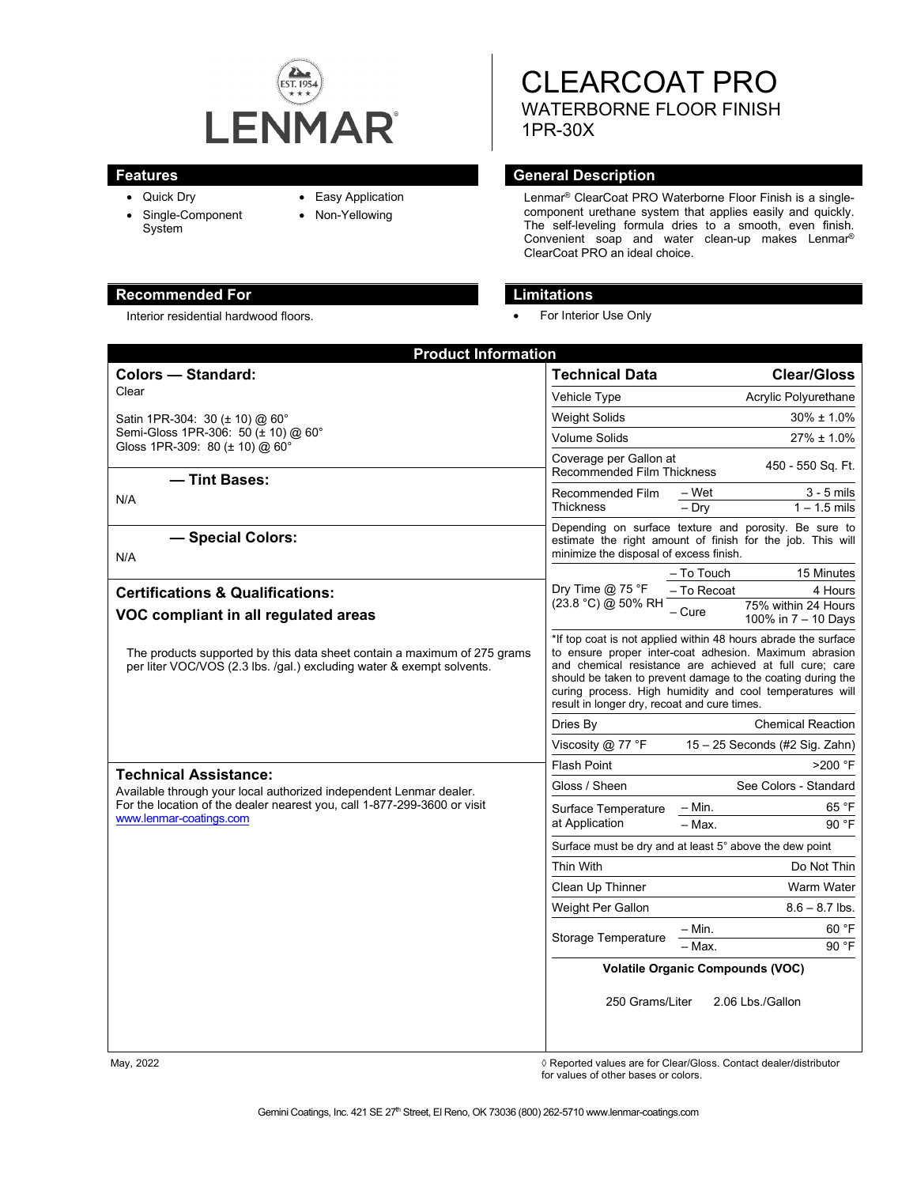# CLEARCOAT PRO

## WATERBORNE FLOOR FINISH

## 1PR-30X

### Features

- Quick Dry
- Single-Component System
- Easy Application
- Non-Yellowing

### General Description

Lenmar® ClearCoat PRO Waterborne Floor Finish is a single-component urethane system that applies easily and quickly. The self-leveling formula dries to a smooth, even finish. Convenient soap and water clean-up makes Lenmar® ClearCoat PRO an ideal choice.

### Recommended For

Interior residential hardwood floors.

### Limitations

- For Interior Use Only

## Product Information

**Colors — Standard:**

Clear

Satin 1PR-304: 30 (± 10) @ 60°
Semi-Gloss 1PR-306: 50 (± 10) @ 60°
Gloss 1PR-309: 80 (± 10) @ 60°

**— Tint Bases:**

N/A

**— Special Colors:**

N/A

**Certifications & Qualifications:**

**VOC compliant in all regulated areas**

The products supported by this data sheet contain a maximum of 275 grams per liter VOC/VOS (2.3 lbs. /gal.) excluding water & exempt solvents.

**Technical Assistance:**

Available through your local authorized independent Lenmar dealer. For the location of the dealer nearest you, call 1-877-299-3600 or visit www.lenmar-coatings.com

| Technical Data | | Clear/Gloss |
|---|---|---|
| Vehicle Type | | Acrylic Polyurethane |
| Weight Solids | | 30% ± 1.0% |
| Volume Solids | | 27% ± 1.0% |
| Coverage per Gallon at Recommended Film Thickness | | 450 - 550 Sq. Ft. |
| Recommended Film Thickness | – Wet | 3 - 5 mils |
| | – Dry | 1 – 1.5 mils |
| Depending on surface texture and porosity. Be sure to estimate the right amount of finish for the job. This will minimize the disposal of excess finish. | | |
| Dry Time @ 75 °F (23.8 °C) @ 50% RH | – To Touch | 15 Minutes |
| | – To Recoat | 4 Hours |
| | – Cure | 75% within 24 Hours<br>100% in 7 – 10 Days |
| *If top coat is not applied within 48 hours abrade the surface to ensure proper inter-coat adhesion. Maximum abrasion and chemical resistance are achieved at full cure; care should be taken to prevent damage to the coating during the curing process. High humidity and cool temperatures will result in longer dry, recoat and cure times. | | |
| Dries By | | Chemical Reaction |
| Viscosity @ 77 °F | | 15 – 25 Seconds (#2 Sig. Zahn) |
| Flash Point | | >200 °F |
| Gloss / Sheen | | See Colors - Standard |
| Surface Temperature at Application | – Min. | 65 °F |
| | – Max. | 90 °F |
| Surface must be dry and at least 5° above the dew point | | |
| Thin With | | Do Not Thin |
| Clean Up Thinner | | Warm Water |
| Weight Per Gallon | | 8.6 – 8.7 lbs. |
| Storage Temperature | – Min. | 60 °F |
| | – Max. | 90 °F |
| **Volatile Organic Compounds (VOC)** | | |
| 250 Grams/Liter | | 2.06 Lbs./Gallon |

May, 2022

◊ Reported values are for Clear/Gloss. Contact dealer/distributor for values of other bases or colors.

Gemini Coatings, Inc. 421 SE 27th Street, El Reno, OK 73036 (800) 262-5710 www.lenmar-coatings.com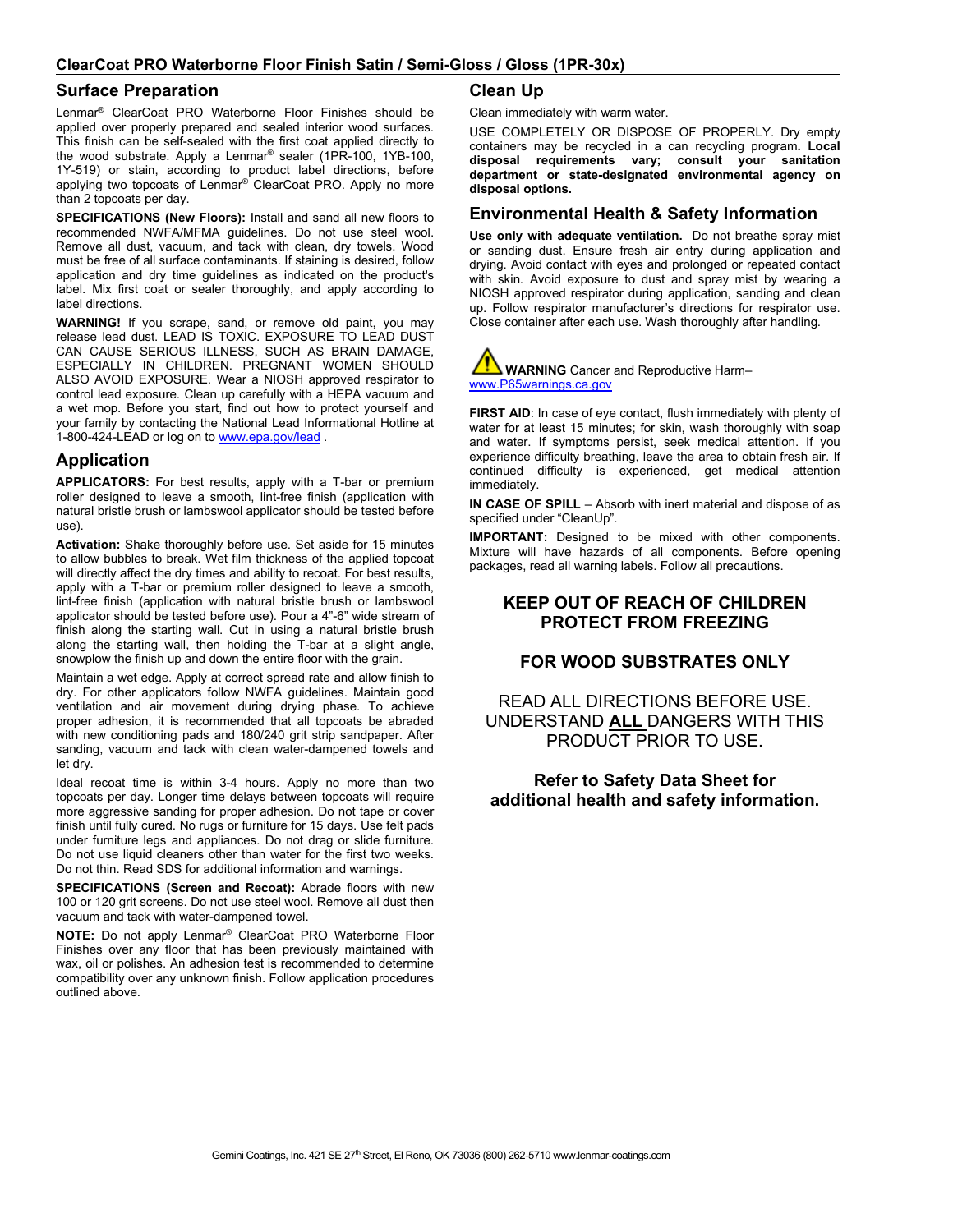# ClearCoat PRO Waterborne Floor Finish Satin / Semi-Gloss / Gloss (1PR-30x)

## Surface Preparation

Lenmar® ClearCoat PRO Waterborne Floor Finishes should be applied over properly prepared and sealed interior wood surfaces. This finish can be self-sealed with the first coat applied directly to the wood substrate. Apply a Lenmar® sealer (1PR-100, 1YB-100, 1Y-519) or stain, according to product label directions, before applying two topcoats of Lenmar® ClearCoat PRO. Apply no more than 2 topcoats per day.

**SPECIFICATIONS (New Floors):** Install and sand all new floors to recommended NWFA/MFMA guidelines. Do not use steel wool. Remove all dust, vacuum, and tack with clean, dry towels. Wood must be free of all surface contaminants. If staining is desired, follow application and dry time guidelines as indicated on the product's label. Mix first coat or sealer thoroughly, and apply according to label directions.

**WARNING!** If you scrape, sand, or remove old paint, you may release lead dust. LEAD IS TOXIC. EXPOSURE TO LEAD DUST CAN CAUSE SERIOUS ILLNESS, SUCH AS BRAIN DAMAGE, ESPECIALLY IN CHILDREN. PREGNANT WOMEN SHOULD ALSO AVOID EXPOSURE. Wear a NIOSH approved respirator to control lead exposure. Clean up carefully with a HEPA vacuum and a wet mop. Before you start, find out how to protect yourself and your family by contacting the National Lead Informational Hotline at 1-800-424-LEAD or log on to www.epa.gov/lead .

## Application

**APPLICATORS:** For best results, apply with a T-bar or premium roller designed to leave a smooth, lint-free finish (application with natural bristle brush or lambswool applicator should be tested before use).

**Activation:** Shake thoroughly before use. Set aside for 15 minutes to allow bubbles to break. Wet film thickness of the applied topcoat will directly affect the dry times and ability to recoat. For best results, apply with a T-bar or premium roller designed to leave a smooth, lint-free finish (application with natural bristle brush or lambswool applicator should be tested before use). Pour a 4"-6" wide stream of finish along the starting wall. Cut in using a natural bristle brush along the starting wall, then holding the T-bar at a slight angle, snowplow the finish up and down the entire floor with the grain.

Maintain a wet edge. Apply at correct spread rate and allow finish to dry. For other applicators follow NWFA guidelines. Maintain good ventilation and air movement during drying phase. To achieve proper adhesion, it is recommended that all topcoats be abraded with new conditioning pads and 180/240 grit strip sandpaper. After sanding, vacuum and tack with clean water-dampened towels and let dry.

Ideal recoat time is within 3-4 hours. Apply no more than two topcoats per day. Longer time delays between topcoats will require more aggressive sanding for proper adhesion. Do not tape or cover finish until fully cured. No rugs or furniture for 15 days. Use felt pads under furniture legs and appliances. Do not drag or slide furniture. Do not use liquid cleaners other than water for the first two weeks. Do not thin. Read SDS for additional information and warnings.

**SPECIFICATIONS (Screen and Recoat):** Abrade floors with new 100 or 120 grit screens. Do not use steel wool. Remove all dust then vacuum and tack with water-dampened towel.

**NOTE:** Do not apply Lenmar® ClearCoat PRO Waterborne Floor Finishes over any floor that has been previously maintained with wax, oil or polishes. An adhesion test is recommended to determine compatibility over any unknown finish. Follow application procedures outlined above.

## Clean Up

Clean immediately with warm water.

USE COMPLETELY OR DISPOSE OF PROPERLY. Dry empty containers may be recycled in a can recycling program**. Local disposal requirements vary; consult your sanitation department or state-designated environmental agency on disposal options.**

## Environmental Health & Safety Information

**Use only with adequate ventilation.** Do not breathe spray mist or sanding dust. Ensure fresh air entry during application and drying. Avoid contact with eyes and prolonged or repeated contact with skin. Avoid exposure to dust and spray mist by wearing a NIOSH approved respirator during application, sanding and clean up. Follow respirator manufacturer's directions for respirator use. Close container after each use. Wash thoroughly after handling.

⚠ **WARNING** Cancer and Reproductive Harm– www.P65warnings.ca.gov

**FIRST AID**: In case of eye contact, flush immediately with plenty of water for at least 15 minutes; for skin, wash thoroughly with soap and water. If symptoms persist, seek medical attention. If you experience difficulty breathing, leave the area to obtain fresh air. If continued difficulty is experienced, get medical attention immediately.

**IN CASE OF SPILL** – Absorb with inert material and dispose of as specified under "CleanUp".

**IMPORTANT:** Designed to be mixed with other components. Mixture will have hazards of all components. Before opening packages, read all warning labels. Follow all precautions.

**KEEP OUT OF REACH OF CHILDREN**
**PROTECT FROM FREEZING**

**FOR WOOD SUBSTRATES ONLY**

READ ALL DIRECTIONS BEFORE USE. UNDERSTAND **ALL** DANGERS WITH THIS PRODUCT PRIOR TO USE.

**Refer to Safety Data Sheet for additional health and safety information.**

Gemini Coatings, Inc. 421 SE 27th Street, El Reno, OK 73036 (800) 262-5710 www.lenmar-coatings.com